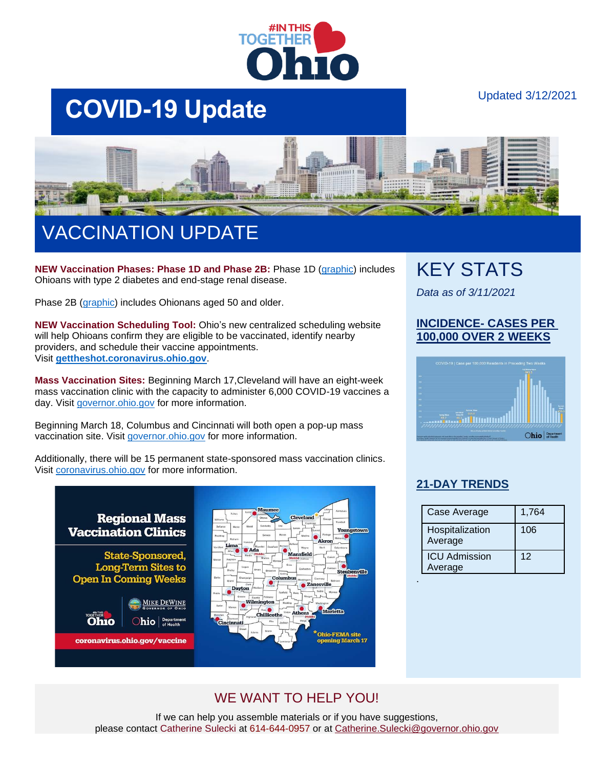# COVID-19 Update

Updated 3/12/2021

## VACCINATION UPDATE

**NEW Vaccination Phases: Phase 1D and Phase 2B:** Phase 1D (graphic) includes Ohioans with type 2 diabetes and end-stage renal disease.

Phase 2B (graphic) includes Ohionans aged 50 and older.

**NEW Vaccination Scheduling Tool:** Ohio's new centralized scheduling website will help Ohioans confirm they are eligible to be vaccinated, identify nearby providers, and schedule their vaccine appointments.
Visit **gettheshot.coronavirus.ohio.gov**.

**Mass Vaccination Sites:** Beginning March 17,Cleveland will have an eight-week mass vaccination clinic with the capacity to administer 6,000 COVID-19 vaccines a day. Visit governor.ohio.gov for more information.

Beginning March 18, Columbus and Cincinnati will both open a pop-up mass vaccination site. Visit governor.ohio.gov for more information.

Additionally, there will be 15 permanent state-sponsored mass vaccination clinics. Visit coronavirus.ohio.gov for more information.

## KEY STATS

*Data as of 3/11/2021*

### INCIDENCE- CASES PER 100,000 OVER 2 WEEKS

### 21-DAY TRENDS

| Case Average | 1,764 |
|---|---|
| Hospitalization Average | 106 |
| ICU Admission Average | 12 |

## WE WANT TO HELP YOU!

If we can help you assemble materials or if you have suggestions, please contact Catherine Sulecki at 614-644-0957 or at Catherine.Sulecki@governor.ohio.gov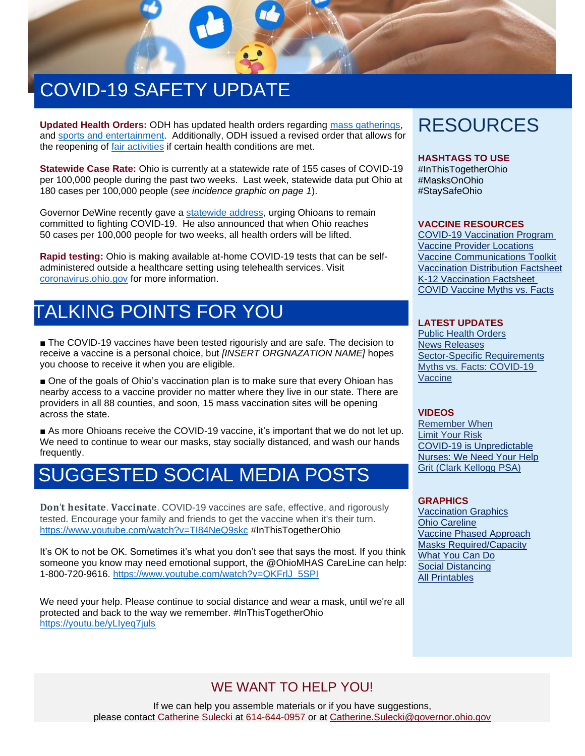# COVID-19 SAFETY UPDATE

**Updated Health Orders:** ODH has updated health orders regarding mass gatherings, and sports and entertainment. Additionally, ODH issued a revised order that allows for the reopening of fair activities if certain health conditions are met.

**Statewide Case Rate:** Ohio is currently at a statewide rate of 155 cases of COVID-19 per 100,000 people during the past two weeks. Last week, statewide data put Ohio at 180 cases per 100,000 people (*see incidence graphic on page 1*).

Governor DeWine recently gave a statewide address, urging Ohioans to remain committed to fighting COVID-19. He also announced that when Ohio reaches 50 cases per 100,000 people for two weeks, all health orders will be lifted.

**Rapid testing:** Ohio is making available at-home COVID-19 tests that can be self-administered outside a healthcare setting using telehealth services. Visit coronavirus.ohio.gov for more information.

# TALKING POINTS FOR YOU

- The COVID-19 vaccines have been tested rigourisly and are safe. The decision to receive a vaccine is a personal choice, but *[INSERT ORGNAZATION NAME]* hopes you choose to receive it when you are eligible.
- One of the goals of Ohio's vaccination plan is to make sure that every Ohioan has nearby access to a vaccine provider no matter where they live in our state. There are providers in all 88 counties, and soon, 15 mass vaccination sites will be opening across the state.
- As more Ohioans receive the COVID-19 vaccine, it's important that we do not let up. We need to continue to wear our masks, stay socially distanced, and wash our hands frequently.

# SUGGESTED SOCIAL MEDIA POSTS

**Don't hesitate**. **Vaccinate**. COVID-19 vaccines are safe, effective, and rigorously tested. Encourage your family and friends to get the vaccine when it's their turn. https://www.youtube.com/watch?v=TI84NeQ9skc #InThisTogetherOhio

It's OK to not be OK. Sometimes it's what you don't see that says the most. If you think someone you know may need emotional support, the @OhioMHAS CareLine can help: 1-800-720-9616. https://www.youtube.com/watch?v=QKFrlJ_5SPI

We need your help. Please continue to social distance and wear a mask, until we're all protected and back to the way we remember. #InThisTogetherOhio https://youtu.be/yLIyeq7juls

# RESOURCES

## HASHTAGS TO USE

#InThisTogetherOhio
#MasksOnOhio
#StaySafeOhio

## VACCINE RESOURCES

COVID-19 Vaccination Program
Vaccine Provider Locations
Vaccine Communications Toolkit
Vaccination Distribution Factsheet
K-12 Vaccination Factsheet
COVID Vaccine Myths vs. Facts

## LATEST UPDATES

Public Health Orders
News Releases
Sector-Specific Requirements
Myths vs. Facts: COVID-19 Vaccine

## VIDEOS

Remember When
Limit Your Risk
COVID-19 is Unpredictable
Nurses: We Need Your Help
Grit (Clark Kellogg PSA)

## GRAPHICS

Vaccination Graphics
Ohio Careline
Vaccine Phased Approach
Masks Required/Capacity
What You Can Do
Social Distancing
All Printables

## WE WANT TO HELP YOU!

If we can help you assemble materials or if you have suggestions, please contact Catherine Sulecki at 614-644-0957 or at Catherine.Sulecki@governor.ohio.gov